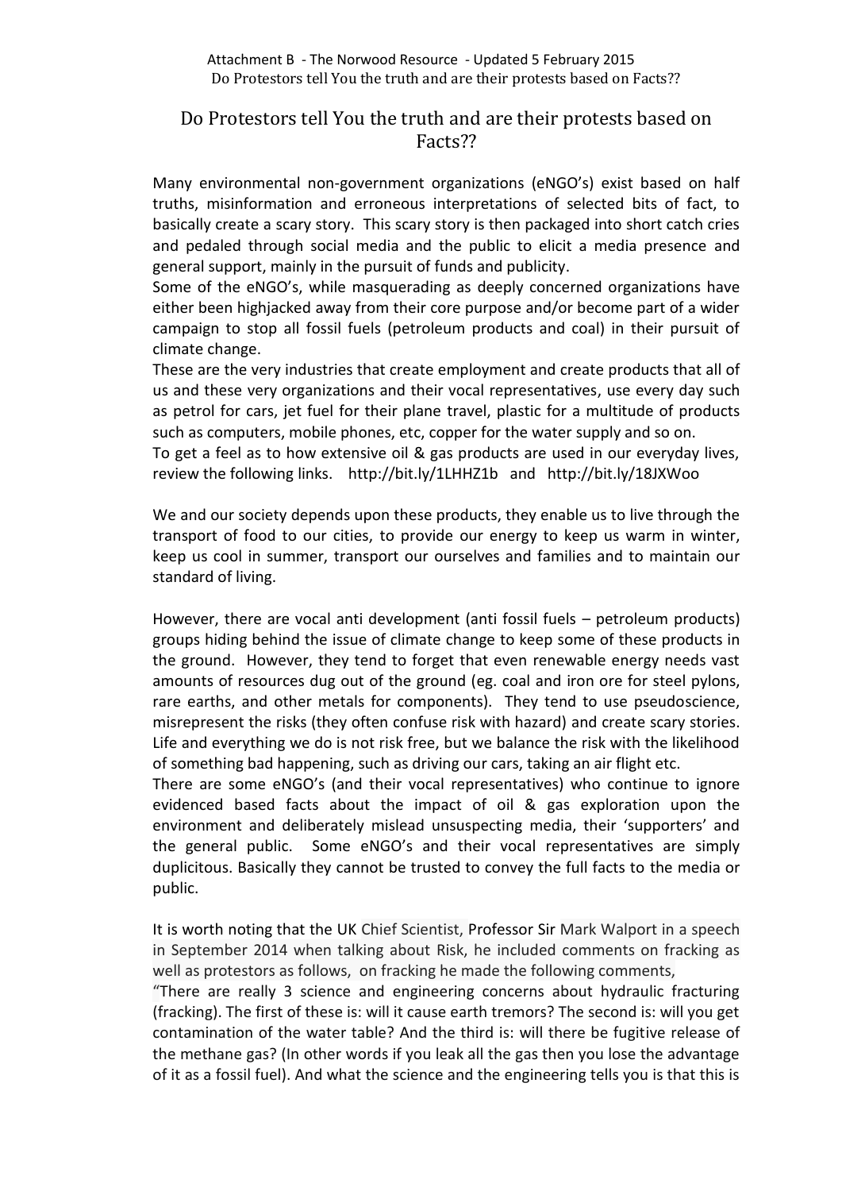# Do Protestors tell You the truth and are their protests based on Facts??

Many environmental non-government organizations (eNGO's) exist based on half truths, misinformation and erroneous interpretations of selected bits of fact, to basically create a scary story. This scary story is then packaged into short catch cries and pedaled through social media and the public to elicit a media presence and general support, mainly in the pursuit of funds and publicity.

Some of the eNGO's, while masquerading as deeply concerned organizations have either been highjacked away from their core purpose and/or become part of a wider campaign to stop all fossil fuels (petroleum products and coal) in their pursuit of climate change.

These are the very industries that create employment and create products that all of us and these very organizations and their vocal representatives, use every day such as petrol for cars, jet fuel for their plane travel, plastic for a multitude of products such as computers, mobile phones, etc, copper for the water supply and so on.

To get a feel as to how extensive oil & gas products are used in our everyday lives, review the following links. http://bit.ly/1LHHZ1b and http://bit.ly/18JXWoo

We and our society depends upon these products, they enable us to live through the transport of food to our cities, to provide our energy to keep us warm in winter, keep us cool in summer, transport our ourselves and families and to maintain our standard of living.

However, there are vocal anti development (anti fossil fuels – petroleum products) groups hiding behind the issue of climate change to keep some of these products in the ground. However, they tend to forget that even renewable energy needs vast amounts of resources dug out of the ground (eg. coal and iron ore for steel pylons, rare earths, and other metals for components). They tend to use pseudoscience, misrepresent the risks (they often confuse risk with hazard) and create scary stories. Life and everything we do is not risk free, but we balance the risk with the likelihood of something bad happening, such as driving our cars, taking an air flight etc.

There are some eNGO's (and their vocal representatives) who continue to ignore evidenced based facts about the impact of oil & gas exploration upon the environment and deliberately mislead unsuspecting media, their 'supporters' and the general public. Some eNGO's and their vocal representatives are simply duplicitous. Basically they cannot be trusted to convey the full facts to the media or public.

It is worth noting that the UK Chief Scientist, Professor Sir Mark Walport in a speech in September 2014 when talking about Risk, he included comments on fracking as well as protestors as follows, on fracking he made the following comments,

"There are really 3 science and engineering concerns about hydraulic fracturing (fracking). The first of these is: will it cause earth tremors? The second is: will you get contamination of the water table? And the third is: will there be fugitive release of the methane gas? (In other words if you leak all the gas then you lose the advantage of it as a fossil fuel). And what the science and the engineering tells you is that this is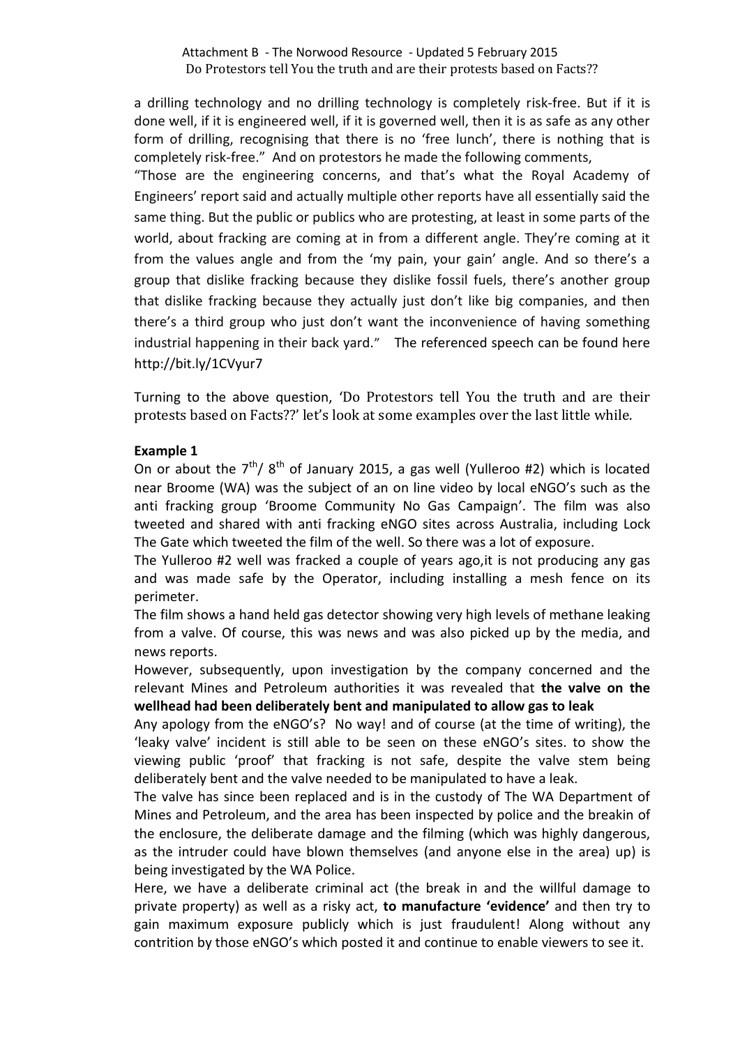a drilling technology and no drilling technology is completely risk-free. But if it is done well, if it is engineered well, if it is governed well, then it is as safe as any other form of drilling, recognising that there is no 'free lunch', there is nothing that is completely risk-free." And on protestors he made the following comments,

"Those are the engineering concerns, and that's what the Royal Academy of Engineers' report said and actually multiple other reports have all essentially said the same thing. But the public or publics who are protesting, at least in some parts of the world, about fracking are coming at in from a different angle. They're coming at it from the values angle and from the 'my pain, your gain' angle. And so there's a group that dislike fracking because they dislike fossil fuels, there's another group that dislike fracking because they actually just don't like big companies, and then there's a third group who just don't want the inconvenience of having something industrial happening in their back yard." The referenced speech can be found here http://bit.ly/1CVyur7

Turning to the above question, 'Do Protestors tell You the truth and are their protests based on Facts??' let's look at some examples over the last little while.

**Example 1**

On or about the 7th/ 8th of January 2015, a gas well (Yulleroo #2) which is located near Broome (WA) was the subject of an on line video by local eNGO's such as the anti fracking group 'Broome Community No Gas Campaign'. The film was also tweeted and shared with anti fracking eNGO sites across Australia, including Lock The Gate which tweeted the film of the well. So there was a lot of exposure.

The Yulleroo #2 well was fracked a couple of years ago,it is not producing any gas and was made safe by the Operator, including installing a mesh fence on its perimeter.

The film shows a hand held gas detector showing very high levels of methane leaking from a valve. Of course, this was news and was also picked up by the media, and news reports.

However, subsequently, upon investigation by the company concerned and the relevant Mines and Petroleum authorities it was revealed that **the valve on the wellhead had been deliberately bent and manipulated to allow gas to leak**

Any apology from the eNGO's? No way! and of course (at the time of writing), the 'leaky valve' incident is still able to be seen on these eNGO's sites. to show the viewing public 'proof' that fracking is not safe, despite the valve stem being deliberately bent and the valve needed to be manipulated to have a leak.

The valve has since been replaced and is in the custody of The WA Department of Mines and Petroleum, and the area has been inspected by police and the breakin of the enclosure, the deliberate damage and the filming (which was highly dangerous, as the intruder could have blown themselves (and anyone else in the area) up) is being investigated by the WA Police.

Here, we have a deliberate criminal act (the break in and the willful damage to private property) as well as a risky act, **to manufacture 'evidence'** and then try to gain maximum exposure publicly which is just fraudulent! Along without any contrition by those eNGO's which posted it and continue to enable viewers to see it.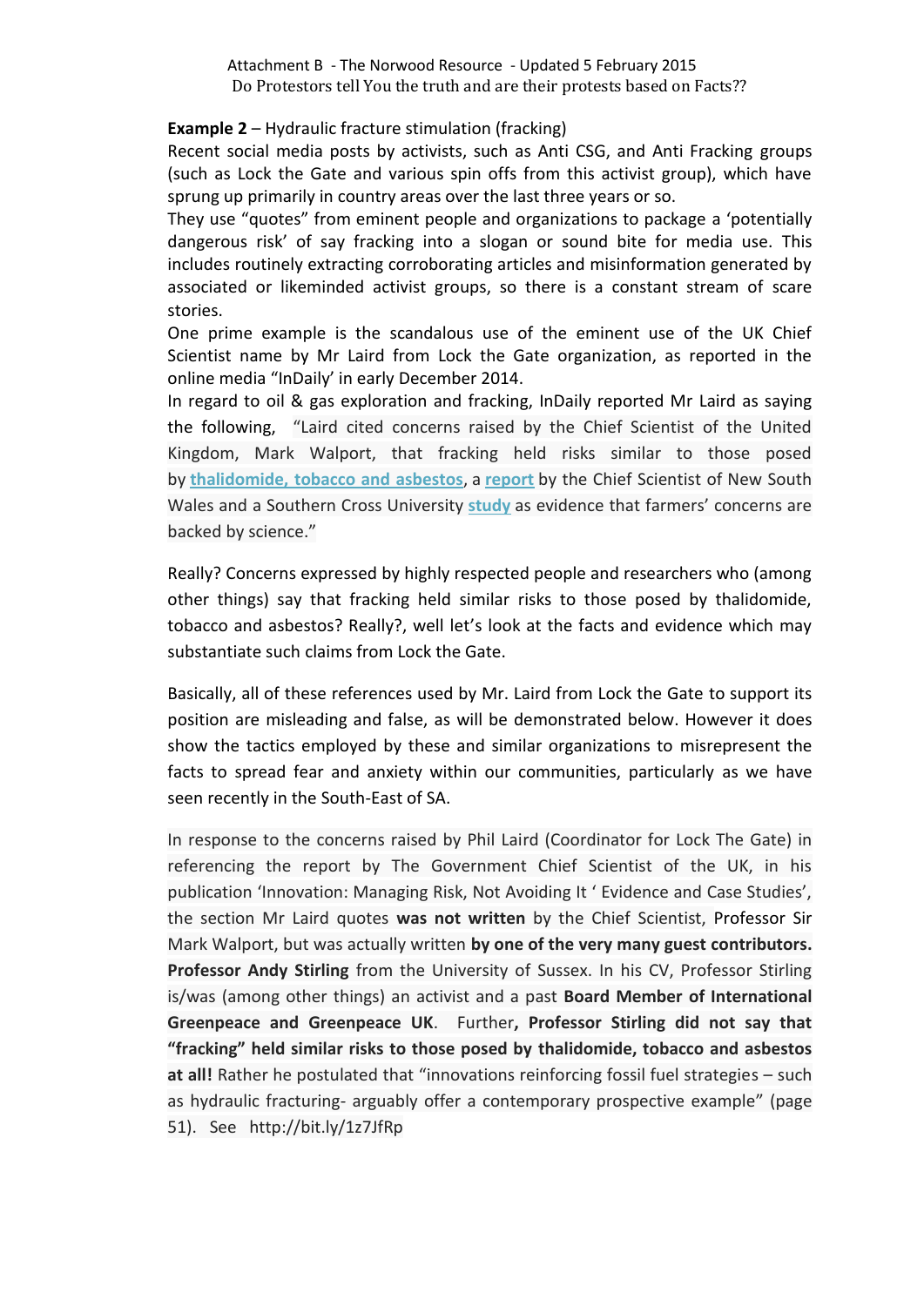Attachment B - The Norwood Resource - Updated 5 February 2015
Do Protestors tell You the truth and are their protests based on Facts??

**Example 2** – Hydraulic fracture stimulation (fracking)

Recent social media posts by activists, such as Anti CSG, and Anti Fracking groups (such as Lock the Gate and various spin offs from this activist group), which have sprung up primarily in country areas over the last three years or so.

They use "quotes" from eminent people and organizations to package a 'potentially dangerous risk' of say fracking into a slogan or sound bite for media use. This includes routinely extracting corroborating articles and misinformation generated by associated or likeminded activist groups, so there is a constant stream of scare stories.

One prime example is the scandalous use of the eminent use of the UK Chief Scientist name by Mr Laird from Lock the Gate organization, as reported in the online media "InDaily' in early December 2014.

In regard to oil & gas exploration and fracking, InDaily reported Mr Laird as saying the following, "Laird cited concerns raised by the Chief Scientist of the United Kingdom, Mark Walport, that fracking held risks similar to those posed by **thalidomide, tobacco and asbestos**, a **report** by the Chief Scientist of New South Wales and a Southern Cross University **study** as evidence that farmers' concerns are backed by science."

Really? Concerns expressed by highly respected people and researchers who (among other things) say that fracking held similar risks to those posed by thalidomide, tobacco and asbestos? Really?, well let's look at the facts and evidence which may substantiate such claims from Lock the Gate.

Basically, all of these references used by Mr. Laird from Lock the Gate to support its position are misleading and false, as will be demonstrated below. However it does show the tactics employed by these and similar organizations to misrepresent the facts to spread fear and anxiety within our communities, particularly as we have seen recently in the South-East of SA.

In response to the concerns raised by Phil Laird (Coordinator for Lock The Gate) in referencing the report by The Government Chief Scientist of the UK, in his publication 'Innovation: Managing Risk, Not Avoiding It ' Evidence and Case Studies', the section Mr Laird quotes **was not written** by the Chief Scientist, Professor Sir Mark Walport, but was actually written **by one of the very many guest contributors. Professor Andy Stirling** from the University of Sussex. In his CV, Professor Stirling is/was (among other things) an activist and a past **Board Member of International Greenpeace and Greenpeace UK**. Further**, Professor Stirling did not say that "fracking" held similar risks to those posed by thalidomide, tobacco and asbestos at all!** Rather he postulated that "innovations reinforcing fossil fuel strategies – such as hydraulic fracturing- arguably offer a contemporary prospective example" (page 51). See http://bit.ly/1z7JfRp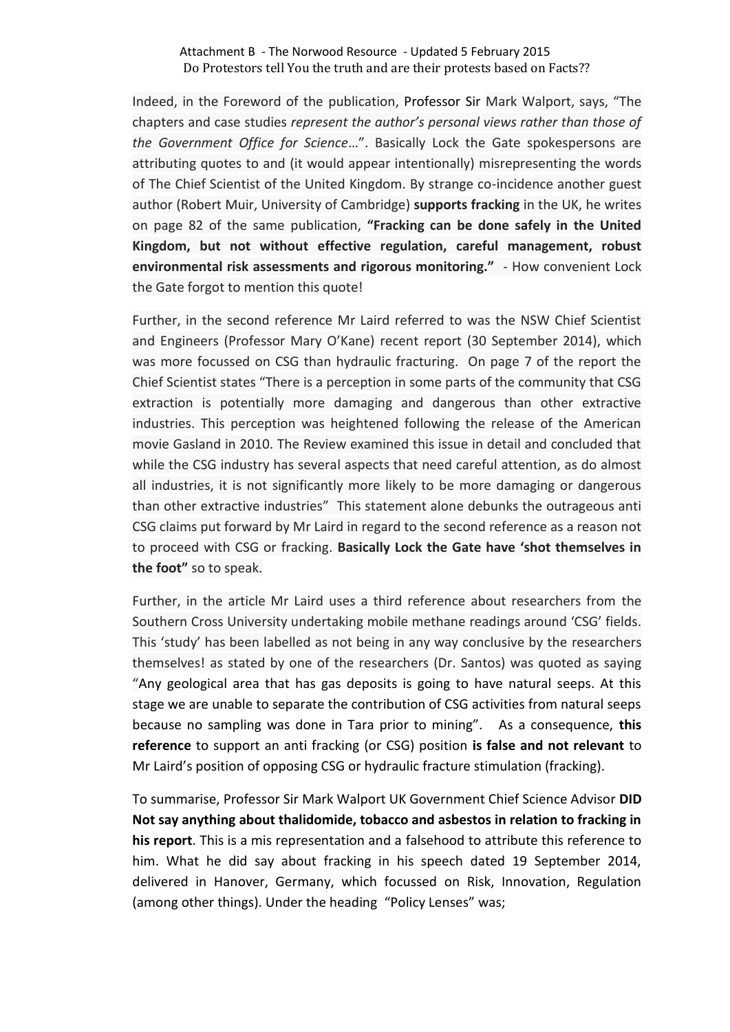Indeed, in the Foreword of the publication, Professor Sir Mark Walport, says, "The chapters and case studies *represent the author's personal views rather than those of the Government Office for Science*…". Basically Lock the Gate spokespersons are attributing quotes to and (it would appear intentionally) misrepresenting the words of The Chief Scientist of the United Kingdom. By strange co-incidence another guest author (Robert Muir, University of Cambridge) **supports fracking** in the UK, he writes on page 82 of the same publication, **"Fracking can be done safely in the United Kingdom, but not without effective regulation, careful management, robust environmental risk assessments and rigorous monitoring."** - How convenient Lock the Gate forgot to mention this quote!

Further, in the second reference Mr Laird referred to was the NSW Chief Scientist and Engineers (Professor Mary O'Kane) recent report (30 September 2014), which was more focussed on CSG than hydraulic fracturing. On page 7 of the report the Chief Scientist states "There is a perception in some parts of the community that CSG extraction is potentially more damaging and dangerous than other extractive industries. This perception was heightened following the release of the American movie Gasland in 2010. The Review examined this issue in detail and concluded that while the CSG industry has several aspects that need careful attention, as do almost all industries, it is not significantly more likely to be more damaging or dangerous than other extractive industries" This statement alone debunks the outrageous anti CSG claims put forward by Mr Laird in regard to the second reference as a reason not to proceed with CSG or fracking. **Basically Lock the Gate have 'shot themselves in the foot"** so to speak.

Further, in the article Mr Laird uses a third reference about researchers from the Southern Cross University undertaking mobile methane readings around 'CSG' fields. This 'study' has been labelled as not being in any way conclusive by the researchers themselves! as stated by one of the researchers (Dr. Santos) was quoted as saying "Any geological area that has gas deposits is going to have natural seeps. At this stage we are unable to separate the contribution of CSG activities from natural seeps because no sampling was done in Tara prior to mining". As a consequence, **this reference** to support an anti fracking (or CSG) position **is false and not relevant** to Mr Laird's position of opposing CSG or hydraulic fracture stimulation (fracking).

To summarise, Professor Sir Mark Walport UK Government Chief Science Advisor **DID Not say anything about thalidomide, tobacco and asbestos in relation to fracking in his report**. This is a mis representation and a falsehood to attribute this reference to him. What he did say about fracking in his speech dated 19 September 2014, delivered in Hanover, Germany, which focussed on Risk, Innovation, Regulation (among other things). Under the heading "Policy Lenses" was;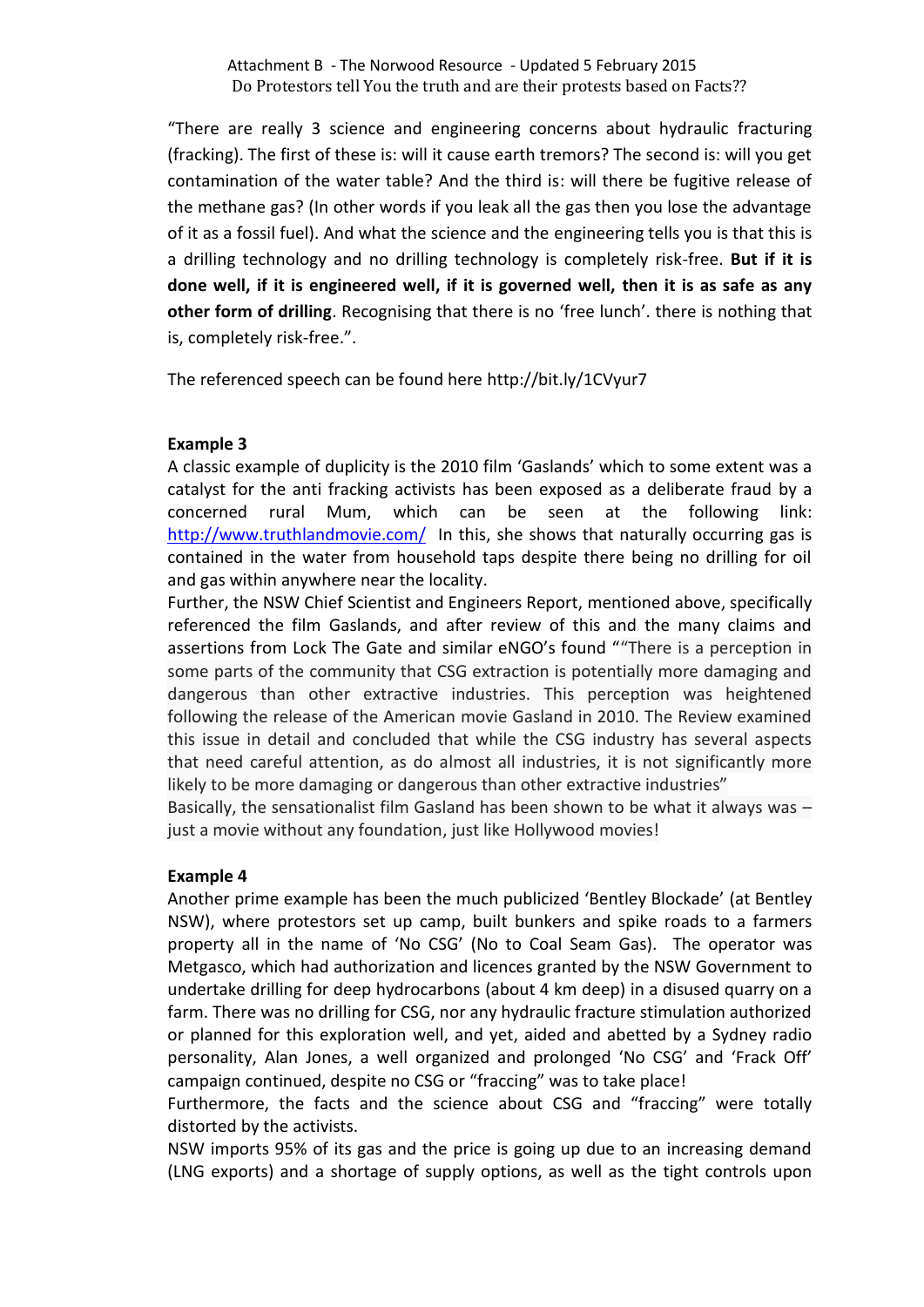“There are really 3 science and engineering concerns about hydraulic fracturing (fracking). The first of these is: will it cause earth tremors? The second is: will you get contamination of the water table? And the third is: will there be fugitive release of the methane gas? (In other words if you leak all the gas then you lose the advantage of it as a fossil fuel). And what the science and the engineering tells you is that this is a drilling technology and no drilling technology is completely risk-free. **But if it is done well, if it is engineered well, if it is governed well, then it is as safe as any other form of drilling**. Recognising that there is no ‘free lunch’. there is nothing that is, completely risk-free.”.

The referenced speech can be found here http://bit.ly/1CVyur7

**Example 3**

A classic example of duplicity is the 2010 film ‘Gaslands’ which to some extent was a catalyst for the anti fracking activists has been exposed as a deliberate fraud by a concerned rural Mum, which can be seen at the following link: http://www.truthlandmovie.com/ In this, she shows that naturally occurring gas is contained in the water from household taps despite there being no drilling for oil and gas within anywhere near the locality.

Further, the NSW Chief Scientist and Engineers Report, mentioned above, specifically referenced the film Gaslands, and after review of this and the many claims and assertions from Lock The Gate and similar eNGO’s found ““There is a perception in some parts of the community that CSG extraction is potentially more damaging and dangerous than other extractive industries. This perception was heightened following the release of the American movie Gasland in 2010. The Review examined this issue in detail and concluded that while the CSG industry has several aspects that need careful attention, as do almost all industries, it is not significantly more likely to be more damaging or dangerous than other extractive industries”

Basically, the sensationalist film Gasland has been shown to be what it always was – just a movie without any foundation, just like Hollywood movies!

**Example 4**

Another prime example has been the much publicized ‘Bentley Blockade’ (at Bentley NSW), where protestors set up camp, built bunkers and spike roads to a farmers property all in the name of ‘No CSG’ (No to Coal Seam Gas). The operator was Metgasco, which had authorization and licences granted by the NSW Government to undertake drilling for deep hydrocarbons (about 4 km deep) in a disused quarry on a farm. There was no drilling for CSG, nor any hydraulic fracture stimulation authorized or planned for this exploration well, and yet, aided and abetted by a Sydney radio personality, Alan Jones, a well organized and prolonged ‘No CSG’ and ‘Frack Off’ campaign continued, despite no CSG or “fraccing” was to take place!

Furthermore, the facts and the science about CSG and “fraccing” were totally distorted by the activists.

NSW imports 95% of its gas and the price is going up due to an increasing demand (LNG exports) and a shortage of supply options, as well as the tight controls upon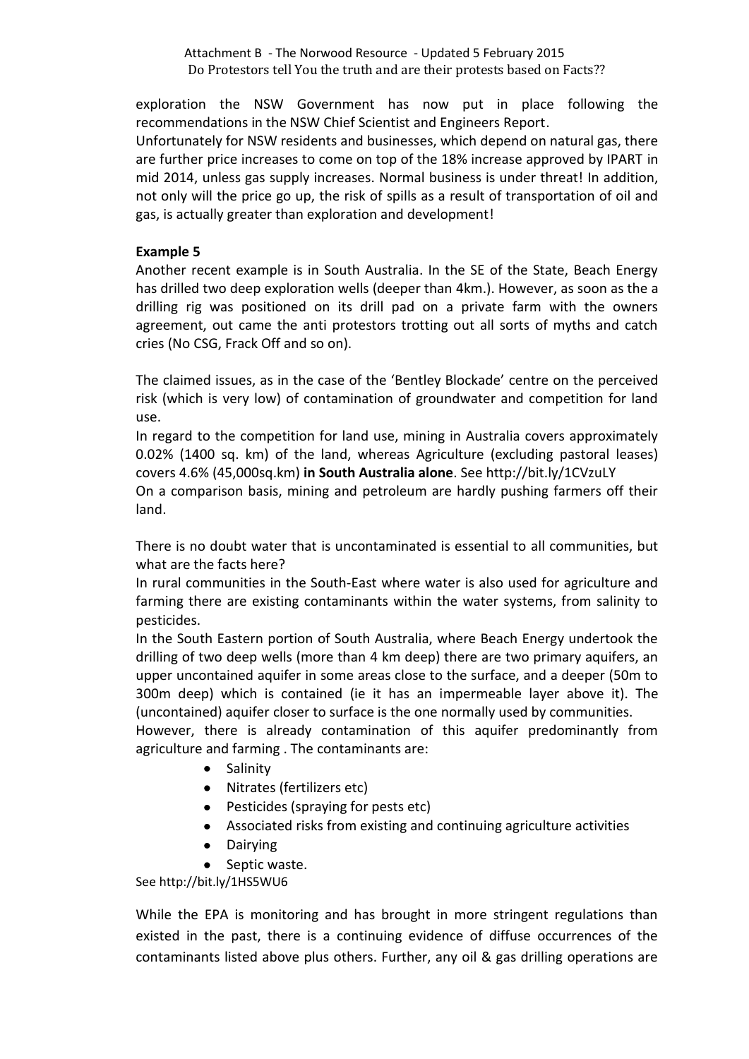exploration the NSW Government has now put in place following the recommendations in the NSW Chief Scientist and Engineers Report.

Unfortunately for NSW residents and businesses, which depend on natural gas, there are further price increases to come on top of the 18% increase approved by IPART in mid 2014, unless gas supply increases. Normal business is under threat! In addition, not only will the price go up, the risk of spills as a result of transportation of oil and gas, is actually greater than exploration and development!

**Example 5**

Another recent example is in South Australia. In the SE of the State, Beach Energy has drilled two deep exploration wells (deeper than 4km.). However, as soon as the a drilling rig was positioned on its drill pad on a private farm with the owners agreement, out came the anti protestors trotting out all sorts of myths and catch cries (No CSG, Frack Off and so on).

The claimed issues, as in the case of the 'Bentley Blockade' centre on the perceived risk (which is very low) of contamination of groundwater and competition for land use.

In regard to the competition for land use, mining in Australia covers approximately 0.02% (1400 sq. km) of the land, whereas Agriculture (excluding pastoral leases) covers 4.6% (45,000sq.km) **in South Australia alone**. See http://bit.ly/1CVzuLY

On a comparison basis, mining and petroleum are hardly pushing farmers off their land.

There is no doubt water that is uncontaminated is essential to all communities, but what are the facts here?

In rural communities in the South-East where water is also used for agriculture and farming there are existing contaminants within the water systems, from salinity to pesticides.

In the South Eastern portion of South Australia, where Beach Energy undertook the drilling of two deep wells (more than 4 km deep) there are two primary aquifers, an upper uncontained aquifer in some areas close to the surface, and a deeper (50m to 300m deep) which is contained (ie it has an impermeable layer above it). The (uncontained) aquifer closer to surface is the one normally used by communities.

However, there is already contamination of this aquifer predominantly from agriculture and farming . The contaminants are:

- Salinity
- Nitrates (fertilizers etc)
- Pesticides (spraying for pests etc)
- Associated risks from existing and continuing agriculture activities
- Dairying
- Septic waste.

See http://bit.ly/1HS5WU6

While the EPA is monitoring and has brought in more stringent regulations than existed in the past, there is a continuing evidence of diffuse occurrences of the contaminants listed above plus others. Further, any oil & gas drilling operations are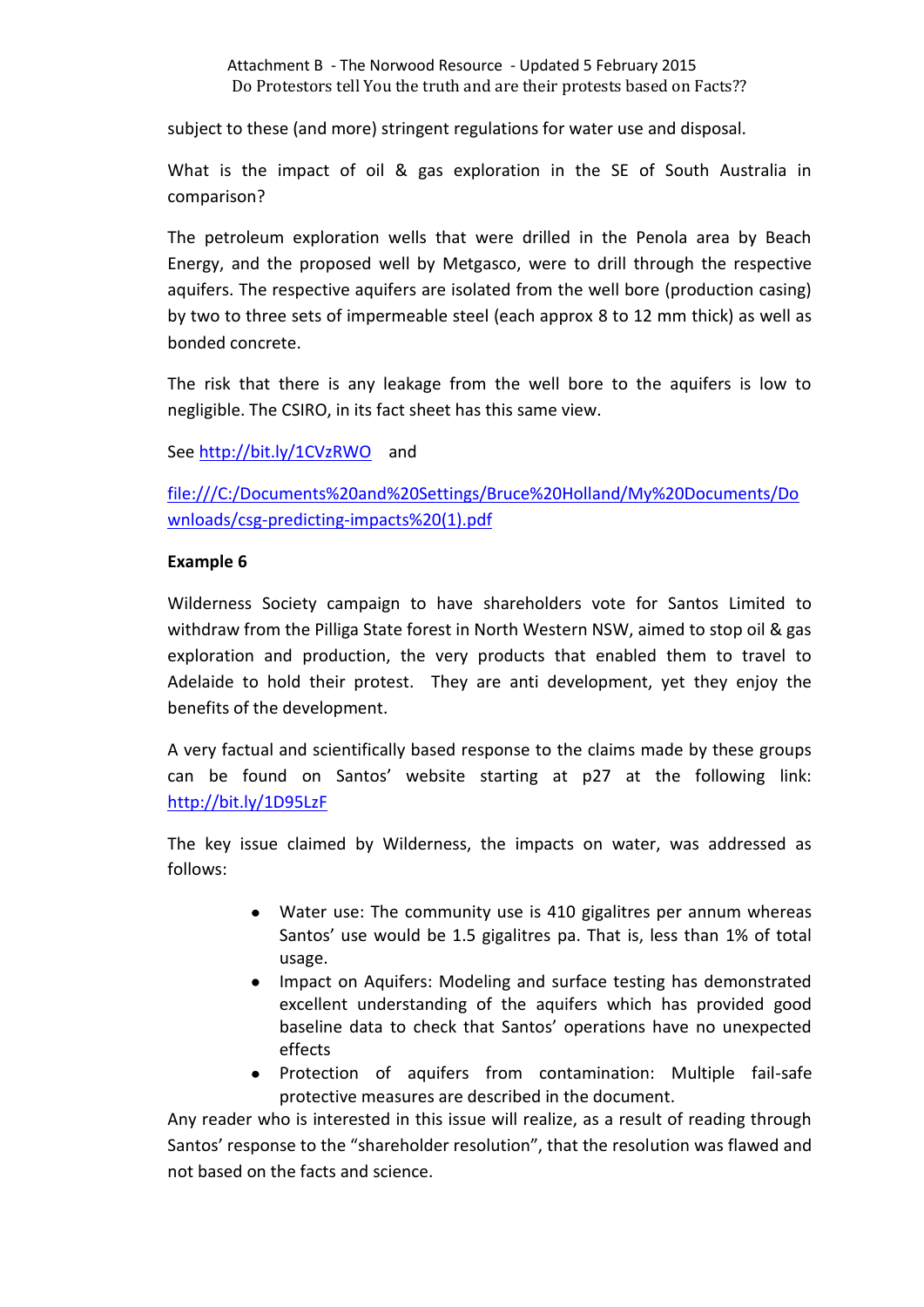subject to these (and more) stringent regulations for water use and disposal.

What is the impact of oil & gas exploration in the SE of South Australia in comparison?

The petroleum exploration wells that were drilled in the Penola area by Beach Energy, and the proposed well by Metgasco, were to drill through the respective aquifers. The respective aquifers are isolated from the well bore (production casing) by two to three sets of impermeable steel (each approx 8 to 12 mm thick) as well as bonded concrete.

The risk that there is any leakage from the well bore to the aquifers is low to negligible. The CSIRO, in its fact sheet has this same view.

See http://bit.ly/1CVzRWO and

file:///C:/Documents%20and%20Settings/Bruce%20Holland/My%20Documents/Downloads/csg-predicting-impacts%20(1).pdf

**Example 6**

Wilderness Society campaign to have shareholders vote for Santos Limited to withdraw from the Pilliga State forest in North Western NSW, aimed to stop oil & gas exploration and production, the very products that enabled them to travel to Adelaide to hold their protest. They are anti development, yet they enjoy the benefits of the development.

A very factual and scientifically based response to the claims made by these groups can be found on Santos' website starting at p27 at the following link: http://bit.ly/1D95LzF

The key issue claimed by Wilderness, the impacts on water, was addressed as follows:

- Water use: The community use is 410 gigalitres per annum whereas Santos' use would be 1.5 gigalitres pa. That is, less than 1% of total usage.
- Impact on Aquifers: Modeling and surface testing has demonstrated excellent understanding of the aquifers which has provided good baseline data to check that Santos' operations have no unexpected effects
- Protection of aquifers from contamination: Multiple fail-safe protective measures are described in the document.

Any reader who is interested in this issue will realize, as a result of reading through Santos' response to the "shareholder resolution", that the resolution was flawed and not based on the facts and science.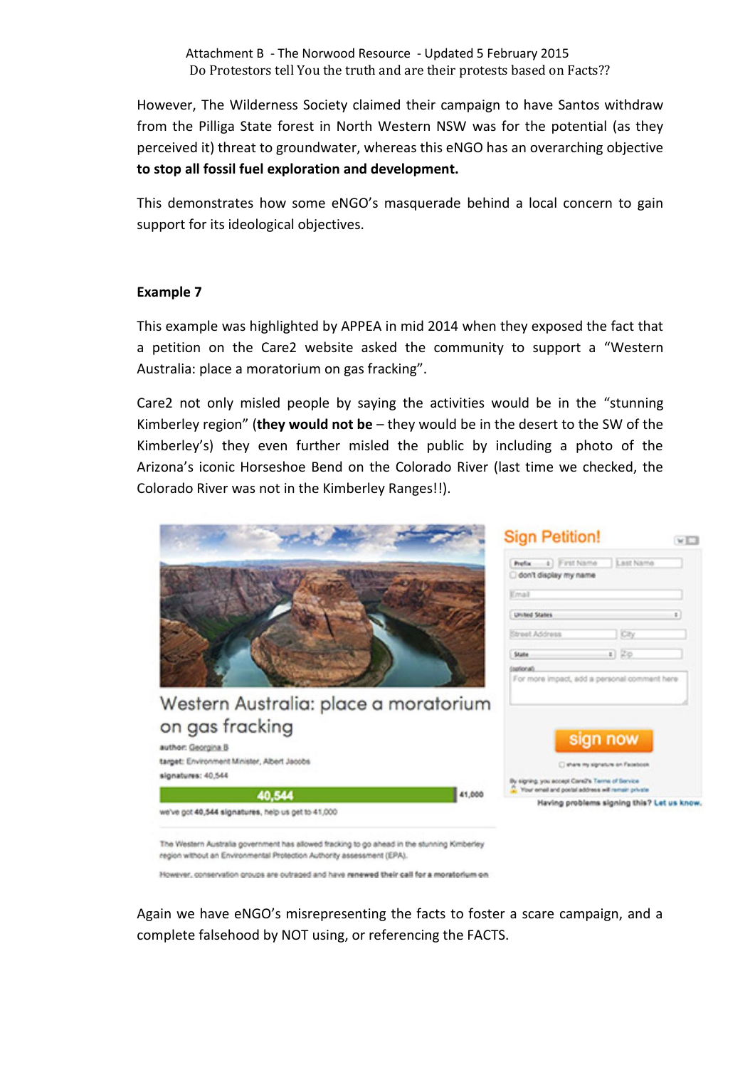However, The Wilderness Society claimed their campaign to have Santos withdraw from the Pilliga State forest in North Western NSW was for the potential (as they perceived it) threat to groundwater, whereas this eNGO has an overarching objective **to stop all fossil fuel exploration and development.**

This demonstrates how some eNGO's masquerade behind a local concern to gain support for its ideological objectives.

**Example 7**

This example was highlighted by APPEA in mid 2014 when they exposed the fact that a petition on the Care2 website asked the community to support a "Western Australia: place a moratorium on gas fracking".

Care2 not only misled people by saying the activities would be in the "stunning Kimberley region" (**they would not be** – they would be in the desert to the SW of the Kimberley's) they even further misled the public by including a photo of the Arizona's iconic Horseshoe Bend on the Colorado River (last time we checked, the Colorado River was not in the Kimberley Ranges!!).

Again we have eNGO's misrepresenting the facts to foster a scare campaign, and a complete falsehood by NOT using, or referencing the FACTS.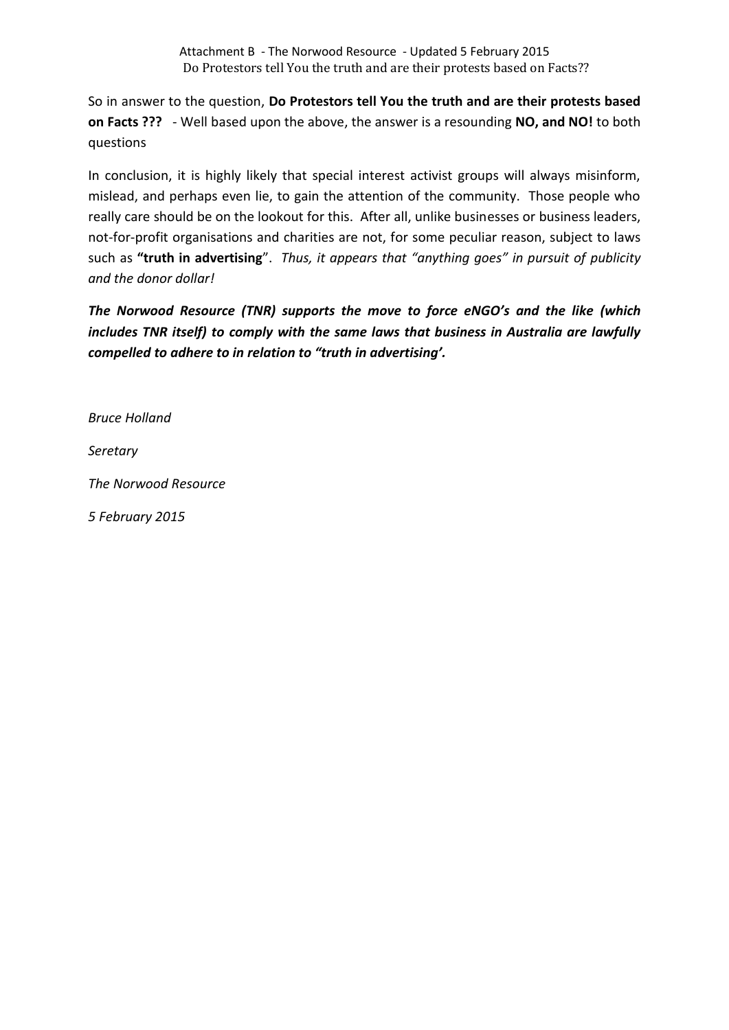So in answer to the question, **Do Protestors tell You the truth and are their protests based on Facts ???** - Well based upon the above, the answer is a resounding **NO, and NO!** to both questions

In conclusion, it is highly likely that special interest activist groups will always misinform, mislead, and perhaps even lie, to gain the attention of the community. Those people who really care should be on the lookout for this. After all, unlike businesses or business leaders, not-for-profit organisations and charities are not, for some peculiar reason, subject to laws such as **"truth in advertising**". *Thus, it appears that "anything goes" in pursuit of publicity and the donor dollar!*

***The Norwood Resource (TNR) supports the move to force eNGO's and the like (which includes TNR itself) to comply with the same laws that business in Australia are lawfully compelled to adhere to in relation to "truth in advertising'.***

*Bruce Holland*

*Seretary*

*The Norwood Resource*

*5 February 2015*